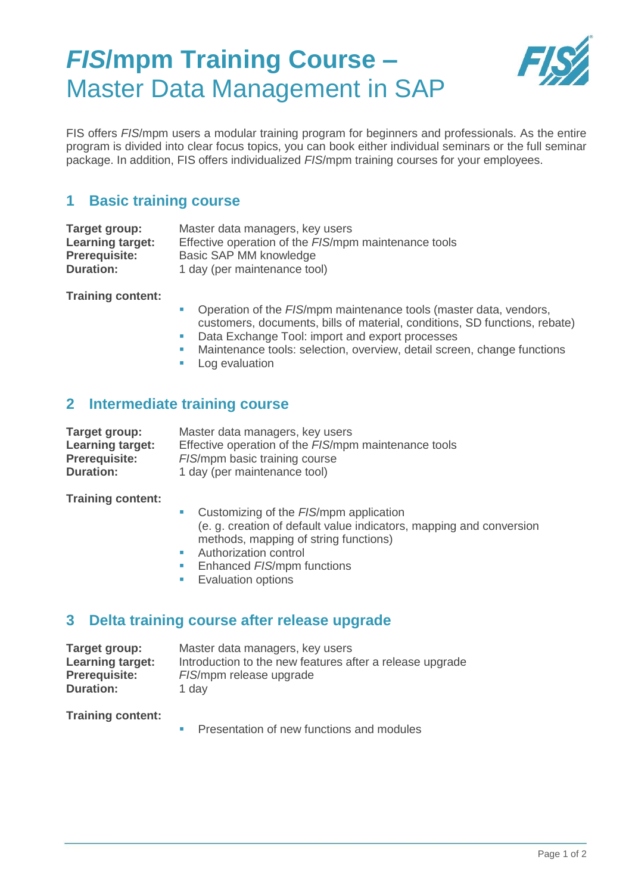# *FIS*/mpm Training Course – Master Data Management in SAP

FIS offers *FIS*/mpm users a modular training program for beginners and professionals. As the entire program is divided into clear focus topics, you can book either individual seminars or the full seminar package. In addition, FIS offers individualized *FIS*/mpm training courses for your employees.

## 1 Basic training course

**Target group:** Master data managers, key users
**Learning target:** Effective operation of the *FIS*/mpm maintenance tools
**Prerequisite:** Basic SAP MM knowledge
**Duration:** 1 day (per maintenance tool)

**Training content:**

- Operation of the *FIS*/mpm maintenance tools (master data, vendors, customers, documents, bills of material, conditions, SD functions, rebate)
- Data Exchange Tool: import and export processes
- Maintenance tools: selection, overview, detail screen, change functions
- Log evaluation

## 2 Intermediate training course

**Target group:** Master data managers, key users
**Learning target:** Effective operation of the *FIS*/mpm maintenance tools
**Prerequisite:** *FIS*/mpm basic training course
**Duration:** 1 day (per maintenance tool)

**Training content:**

- Customizing of the *FIS*/mpm application
  (e. g. creation of default value indicators, mapping and conversion methods, mapping of string functions)
- Authorization control
- Enhanced *FIS*/mpm functions
- Evaluation options

## 3 Delta training course after release upgrade

**Target group:** Master data managers, key users
**Learning target:** Introduction to the new features after a release upgrade
**Prerequisite:** *FIS*/mpm release upgrade
**Duration:** 1 day

**Training content:**

- Presentation of new functions and modules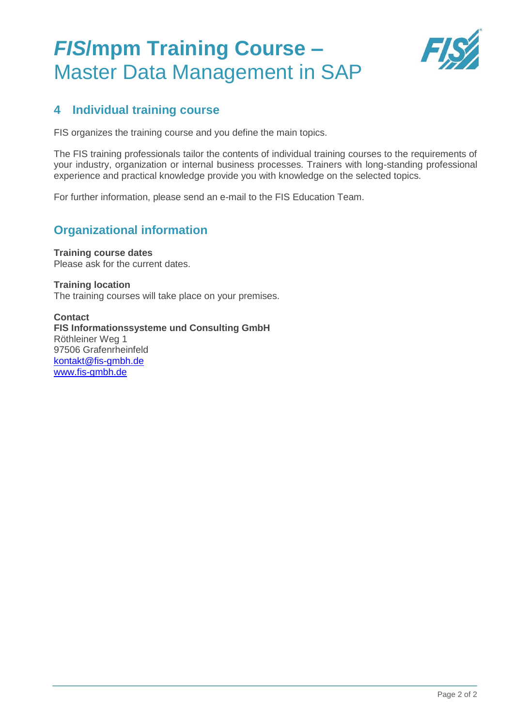# *FIS*/mpm Training Course – Master Data Management in SAP

## 4 Individual training course

FIS organizes the training course and you define the main topics.

The FIS training professionals tailor the contents of individual training courses to the requirements of your industry, organization or internal business processes. Trainers with long-standing professional experience and practical knowledge provide you with knowledge on the selected topics.

For further information, please send an e-mail to the FIS Education Team.

## Organizational information

**Training course dates**
Please ask for the current dates.

**Training location**
The training courses will take place on your premises.

**Contact**
**FIS Informationssysteme und Consulting GmbH**
Röthleiner Weg 1
97506 Grafenrheinfeld
kontakt@fis-gmbh.de
www.fis-gmbh.de